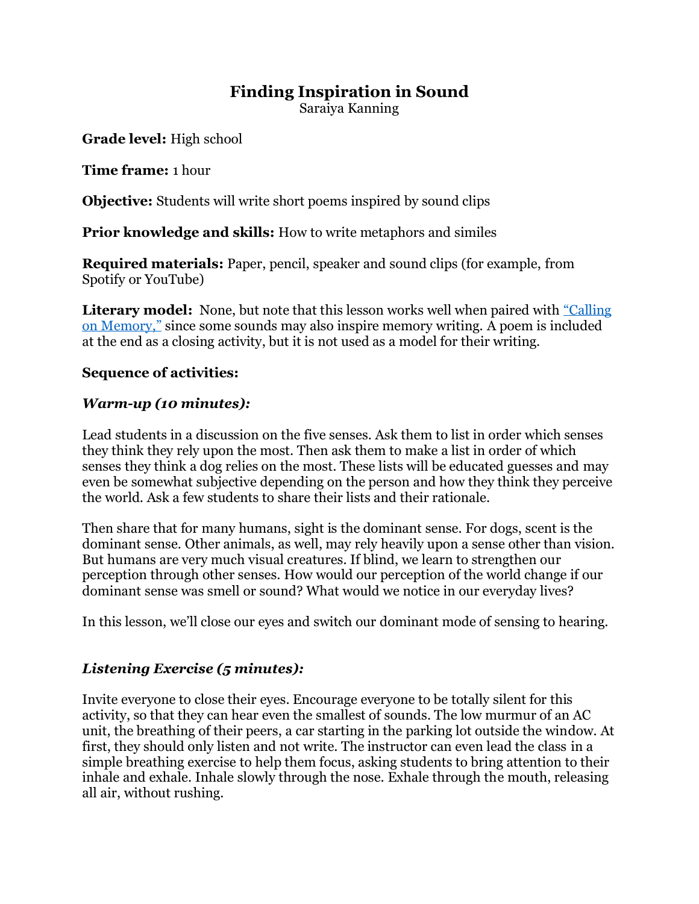# Finding Inspiration in Sound

Saraiya Kanning

**Grade level:** High school

**Time frame:** 1 hour

**Objective:** Students will write short poems inspired by sound clips

**Prior knowledge and skills:** How to write metaphors and similes

**Required materials:** Paper, pencil, speaker and sound clips (for example, from Spotify or YouTube)

**Literary model:** None, but note that this lesson works well when paired with "Calling on Memory," since some sounds may also inspire memory writing. A poem is included at the end as a closing activity, but it is not used as a model for their writing.

**Sequence of activities:**

***Warm-up (10 minutes):***

Lead students in a discussion on the five senses. Ask them to list in order which senses they think they rely upon the most. Then ask them to make a list in order of which senses they think a dog relies on the most. These lists will be educated guesses and may even be somewhat subjective depending on the person and how they think they perceive the world. Ask a few students to share their lists and their rationale.

Then share that for many humans, sight is the dominant sense. For dogs, scent is the dominant sense. Other animals, as well, may rely heavily upon a sense other than vision. But humans are very much visual creatures. If blind, we learn to strengthen our perception through other senses. How would our perception of the world change if our dominant sense was smell or sound? What would we notice in our everyday lives?

In this lesson, we'll close our eyes and switch our dominant mode of sensing to hearing.

***Listening Exercise (5 minutes):***

Invite everyone to close their eyes. Encourage everyone to be totally silent for this activity, so that they can hear even the smallest of sounds. The low murmur of an AC unit, the breathing of their peers, a car starting in the parking lot outside the window. At first, they should only listen and not write. The instructor can even lead the class in a simple breathing exercise to help them focus, asking students to bring attention to their inhale and exhale. Inhale slowly through the nose. Exhale through the mouth, releasing all air, without rushing.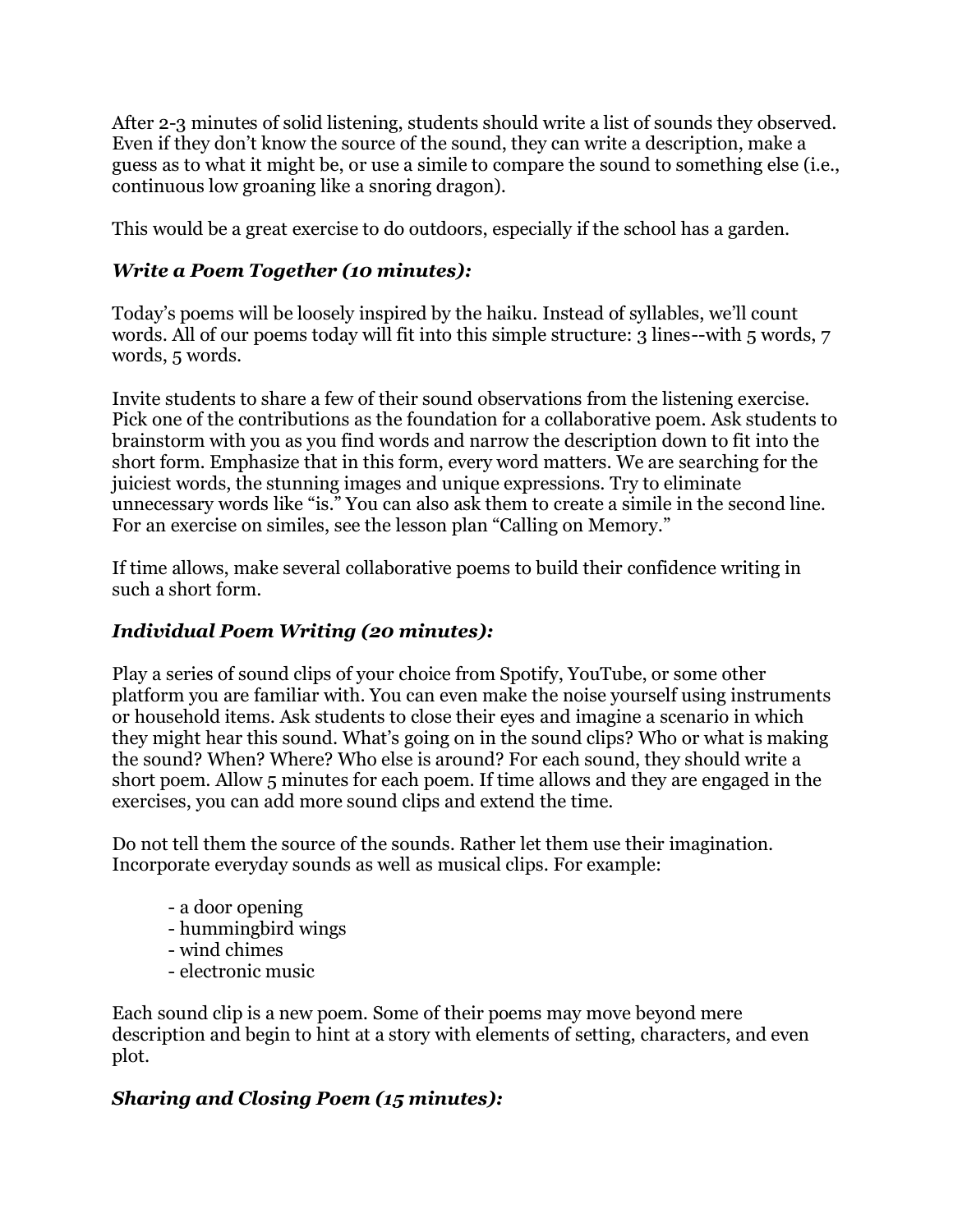After 2-3 minutes of solid listening, students should write a list of sounds they observed. Even if they don't know the source of the sound, they can write a description, make a guess as to what it might be, or use a simile to compare the sound to something else (i.e., continuous low groaning like a snoring dragon).

This would be a great exercise to do outdoors, especially if the school has a garden.

### ***Write a Poem Together (10 minutes):***

Today's poems will be loosely inspired by the haiku. Instead of syllables, we'll count words. All of our poems today will fit into this simple structure: 3 lines--with 5 words, 7 words, 5 words.

Invite students to share a few of their sound observations from the listening exercise. Pick one of the contributions as the foundation for a collaborative poem. Ask students to brainstorm with you as you find words and narrow the description down to fit into the short form. Emphasize that in this form, every word matters. We are searching for the juiciest words, the stunning images and unique expressions. Try to eliminate unnecessary words like "is." You can also ask them to create a simile in the second line. For an exercise on similes, see the lesson plan "Calling on Memory."

If time allows, make several collaborative poems to build their confidence writing in such a short form.

### ***Individual Poem Writing (20 minutes):***

Play a series of sound clips of your choice from Spotify, YouTube, or some other platform you are familiar with. You can even make the noise yourself using instruments or household items. Ask students to close their eyes and imagine a scenario in which they might hear this sound. What's going on in the sound clips? Who or what is making the sound? When? Where? Who else is around? For each sound, they should write a short poem. Allow 5 minutes for each poem. If time allows and they are engaged in the exercises, you can add more sound clips and extend the time.

Do not tell them the source of the sounds. Rather let them use their imagination. Incorporate everyday sounds as well as musical clips. For example:

- a door opening
- hummingbird wings
- wind chimes
- electronic music

Each sound clip is a new poem. Some of their poems may move beyond mere description and begin to hint at a story with elements of setting, characters, and even plot.

### ***Sharing and Closing Poem (15 minutes):***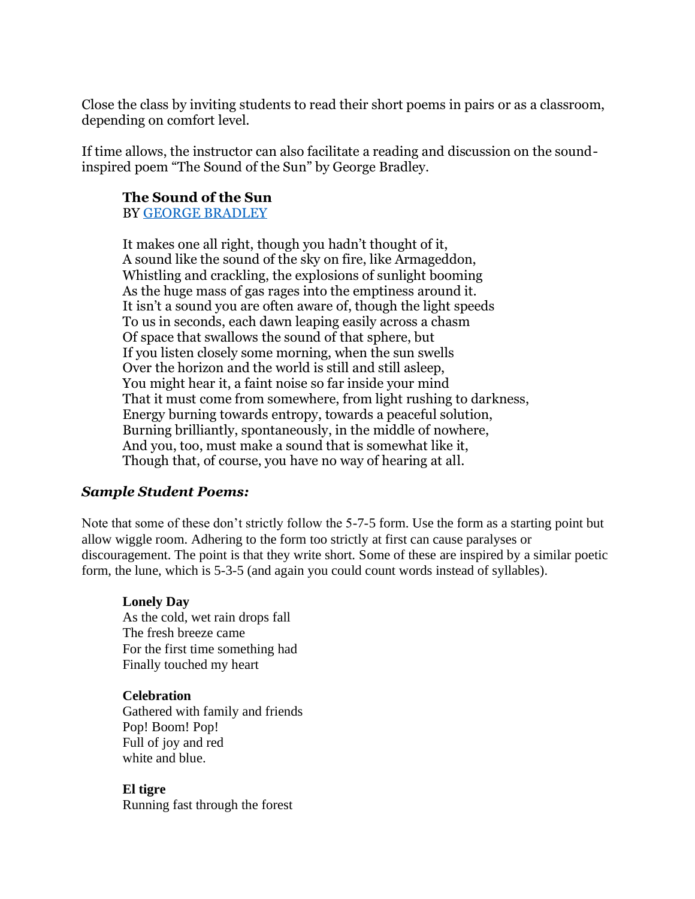Close the class by inviting students to read their short poems in pairs or as a classroom, depending on comfort level.

If time allows, the instructor can also facilitate a reading and discussion on the sound-inspired poem “The Sound of the Sun” by George Bradley.

> **The Sound of the Sun**
> BY GEORGE BRADLEY
>
> It makes one all right, though you hadn’t thought of it,
> A sound like the sound of the sky on fire, like Armageddon,
> Whistling and crackling, the explosions of sunlight booming
> As the huge mass of gas rages into the emptiness around it.
> It isn’t a sound you are often aware of, though the light speeds
> To us in seconds, each dawn leaping easily across a chasm
> Of space that swallows the sound of that sphere, but
> If you listen closely some morning, when the sun swells
> Over the horizon and the world is still and still asleep,
> You might hear it, a faint noise so far inside your mind
> That it must come from somewhere, from light rushing to darkness,
> Energy burning towards entropy, towards a peaceful solution,
> Burning brilliantly, spontaneously, in the middle of nowhere,
> And you, too, must make a sound that is somewhat like it,
> Though that, of course, you have no way of hearing at all.

### *Sample Student Poems:*

Note that some of these don’t strictly follow the 5-7-5 form. Use the form as a starting point but allow wiggle room. Adhering to the form too strictly at first can cause paralyses or discouragement. The point is that they write short. Some of these are inspired by a similar poetic form, the lune, which is 5-3-5 (and again you could count words instead of syllables).

> **Lonely Day**
> As the cold, wet rain drops fall
> The fresh breeze came
> For the first time something had
> Finally touched my heart
>
> **Celebration**
> Gathered with family and friends
> Pop! Boom! Pop!
> Full of joy and red
> white and blue.
>
> **El tigre**
> Running fast through the forest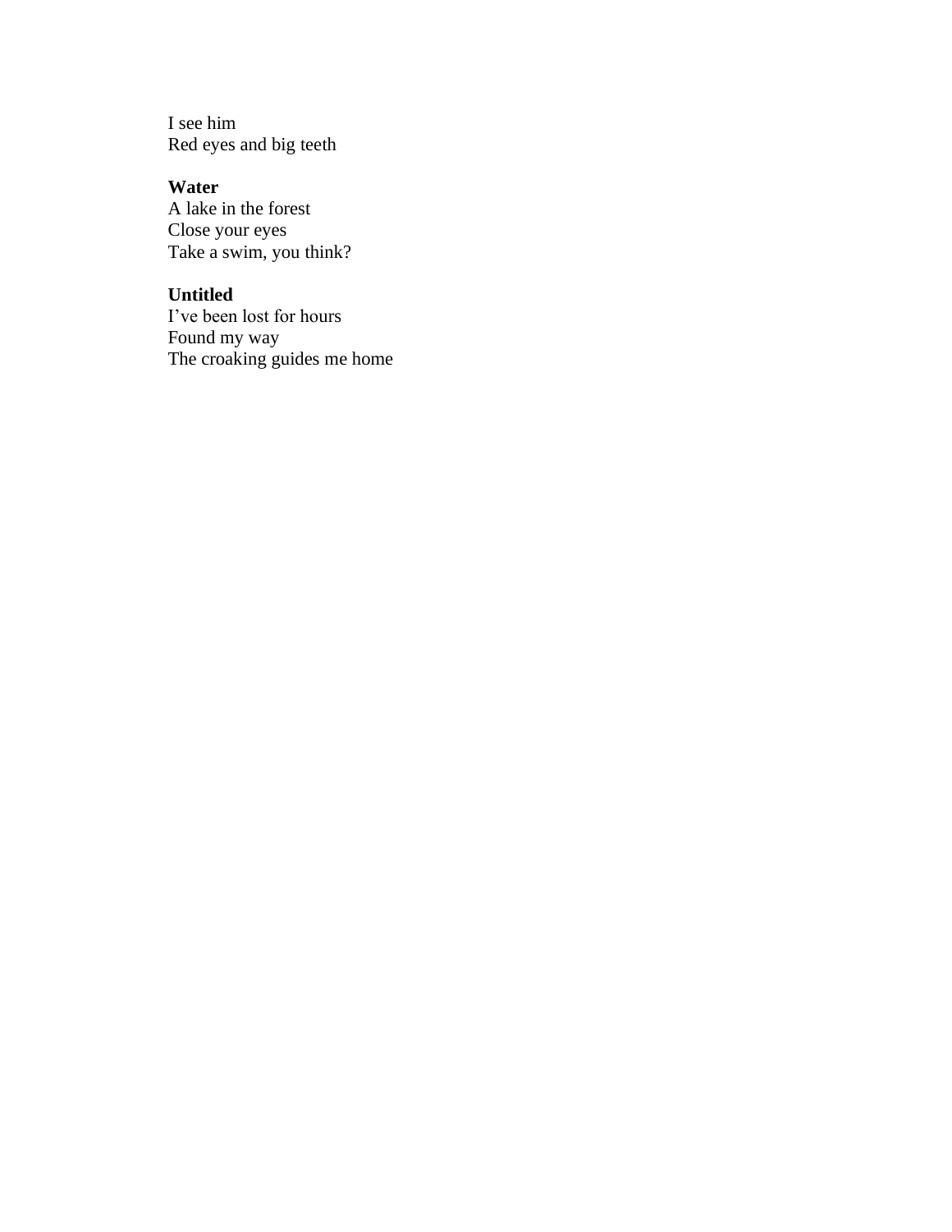I see him
Red eyes and big teeth

**Water**
A lake in the forest
Close your eyes
Take a swim, you think?

**Untitled**
I've been lost for hours
Found my way
The croaking guides me home